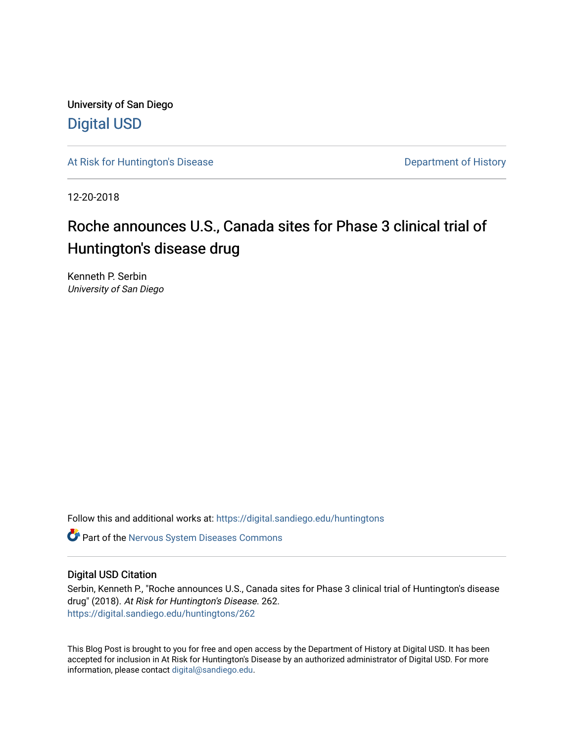University of San Diego

# Digital USD

At Risk for Huntington's Disease — Department of History

12-20-2018

## Roche announces U.S., Canada sites for Phase 3 clinical trial of Huntington's disease drug

Kenneth P. Serbin
*University of San Diego*

Follow this and additional works at: https://digital.sandiego.edu/huntingtons

Part of the Nervous System Diseases Commons

### Digital USD Citation

Serbin, Kenneth P., "Roche announces U.S., Canada sites for Phase 3 clinical trial of Huntington's disease drug" (2018). *At Risk for Huntington's Disease*. 262.
https://digital.sandiego.edu/huntingtons/262

This Blog Post is brought to you for free and open access by the Department of History at Digital USD. It has been accepted for inclusion in At Risk for Huntington's Disease by an authorized administrator of Digital USD. For more information, please contact digital@sandiego.edu.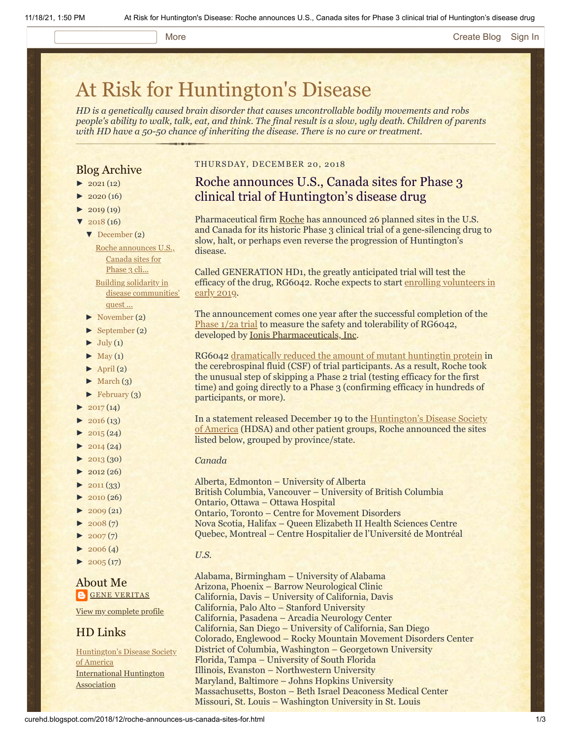# At Risk for Huntington's Disease

*HD is a genetically caused brain disorder that causes uncontrollable bodily movements and robs people's ability to walk, talk, eat, and think. The final result is a slow, ugly death. Children of parents with HD have a 50-50 chance of inheriting the disease. There is no cure or treatment.*

## Blog Archive

- ► 2021 (12)
- ► 2020 (16)
- ► 2019 (19)
- ▼ 2018 (16)
  - ▼ December (2)
    - Roche announces U.S., Canada sites for Phase 3 cli...
    - Building solidarity in disease communities' quest ...
  - ► November (2)
  - ► September (2)
  - ► July (1)
  - ► May (1)
  - ► April (2)
  - ► March (3)
  - ► February (3)
- ► 2017 (14)
- ► 2016 (13)
- ► 2015 (24)
- ► 2014 (24)
- ► 2013 (30)
- ► 2012 (26)
- ► 2011 (33)
- ► 2010 (26)
- ► 2009 (21)
- ► 2008 (7)
- ► 2007 (7)
- ► 2006 (4)
- ► 2005 (17)

## About Me

GENE VERITAS

View my complete profile

## HD Links

Huntington's Disease Society of America
International Huntington Association

THURSDAY, DECEMBER 20, 2018

## Roche announces U.S., Canada sites for Phase 3 clinical trial of Huntington's disease drug

Pharmaceutical firm Roche has announced 26 planned sites in the U.S. and Canada for its historic Phase 3 clinical trial of a gene-silencing drug to slow, halt, or perhaps even reverse the progression of Huntington's disease.

Called GENERATION HD1, the greatly anticipated trial will test the efficacy of the drug, RG6042. Roche expects to start enrolling volunteers in early 2019.

The announcement comes one year after the successful completion of the Phase 1/2a trial to measure the safety and tolerability of RG6042, developed by Ionis Pharmaceuticals, Inc.

RG6042 dramatically reduced the amount of mutant huntingtin protein in the cerebrospinal fluid (CSF) of trial participants. As a result, Roche took the unusual step of skipping a Phase 2 trial (testing efficacy for the first time) and going directly to a Phase 3 (confirming efficacy in hundreds of participants, or more).

In a statement released December 19 to the Huntington's Disease Society of America (HDSA) and other patient groups, Roche announced the sites listed below, grouped by province/state.

*Canada*

Alberta, Edmonton – University of Alberta
British Columbia, Vancouver – University of British Columbia
Ontario, Ottawa – Ottawa Hospital
Ontario, Toronto – Centre for Movement Disorders
Nova Scotia, Halifax – Queen Elizabeth II Health Sciences Centre
Quebec, Montreal – Centre Hospitalier de l'Université de Montréal

*U.S.*

Alabama, Birmingham – University of Alabama
Arizona, Phoenix – Barrow Neurological Clinic
California, Davis – University of California, Davis
California, Palo Alto – Stanford University
California, Pasadena – Arcadia Neurology Center
California, San Diego – University of California, San Diego
Colorado, Englewood – Rocky Mountain Movement Disorders Center
District of Columbia, Washington – Georgetown University
Florida, Tampa – University of South Florida
Illinois, Evanston – Northwestern University
Maryland, Baltimore – Johns Hopkins University
Massachusetts, Boston – Beth Israel Deaconess Medical Center
Missouri, St. Louis – Washington University in St. Louis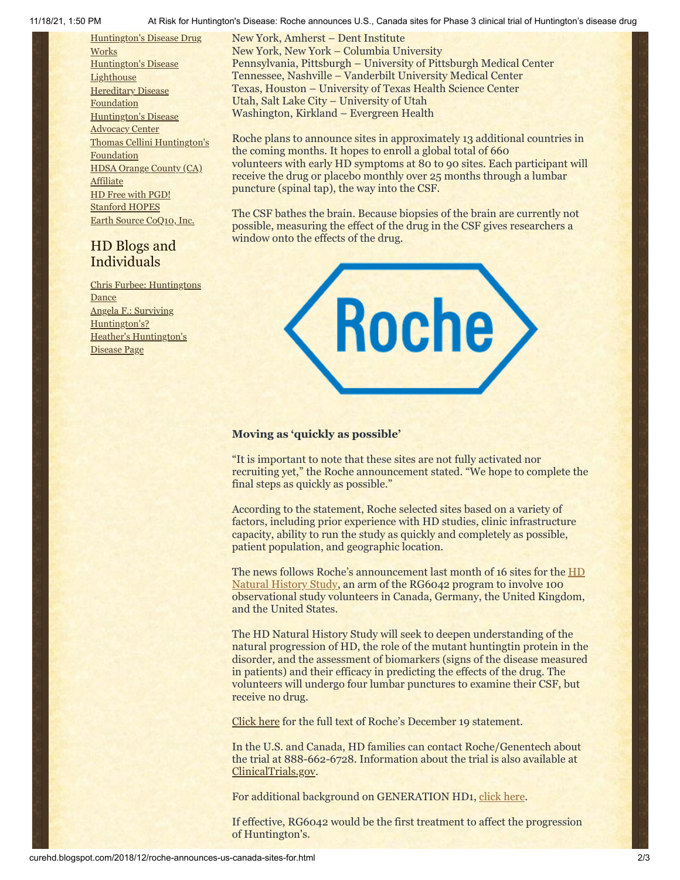Huntington's Disease Drug Works
Huntington's Disease Lighthouse
Hereditary Disease Foundation
Huntington's Disease Advocacy Center
Thomas Cellini Huntington's Foundation
HDSA Orange County (CA) Affiliate
HD Free with PGD!
Stanford HOPES
Earth Source CoQ10, Inc.

## HD Blogs and Individuals

Chris Furbee: Huntingtons Dance
Angela F.: Surviving Huntington's?
Heather's Huntington's Disease Page

New York, Amherst – Dent Institute
New York, New York – Columbia University
Pennsylvania, Pittsburgh – University of Pittsburgh Medical Center
Tennessee, Nashville – Vanderbilt University Medical Center
Texas, Houston – University of Texas Health Science Center
Utah, Salt Lake City – University of Utah
Washington, Kirkland – Evergreen Health

Roche plans to announce sites in approximately 13 additional countries in the coming months. It hopes to enroll a global total of 660 volunteers with early HD symptoms at 80 to 90 sites. Each participant will receive the drug or placebo monthly over 25 months through a lumbar puncture (spinal tap), the way into the CSF.

The CSF bathes the brain. Because biopsies of the brain are currently not possible, measuring the effect of the drug in the CSF gives researchers a window onto the effects of the drug.

**Moving as 'quickly as possible'**

"It is important to note that these sites are not fully activated nor recruiting yet," the Roche announcement stated. "We hope to complete the final steps as quickly as possible."

According to the statement, Roche selected sites based on a variety of factors, including prior experience with HD studies, clinic infrastructure capacity, ability to run the study as quickly and completely as possible, patient population, and geographic location.

The news follows Roche's announcement last month of 16 sites for the HD Natural History Study, an arm of the RG6042 program to involve 100 observational study volunteers in Canada, Germany, the United Kingdom, and the United States.

The HD Natural History Study will seek to deepen understanding of the natural progression of HD, the role of the mutant huntingtin protein in the disorder, and the assessment of biomarkers (signs of the disease measured in patients) and their efficacy in predicting the effects of the drug. The volunteers will undergo four lumbar punctures to examine their CSF, but receive no drug.

Click here for the full text of Roche's December 19 statement.

In the U.S. and Canada, HD families can contact Roche/Genentech about the trial at 888-662-6728. Information about the trial is also available at ClinicalTrials.gov.

For additional background on GENERATION HD1, click here.

If effective, RG6042 would be the first treatment to affect the progression of Huntington's.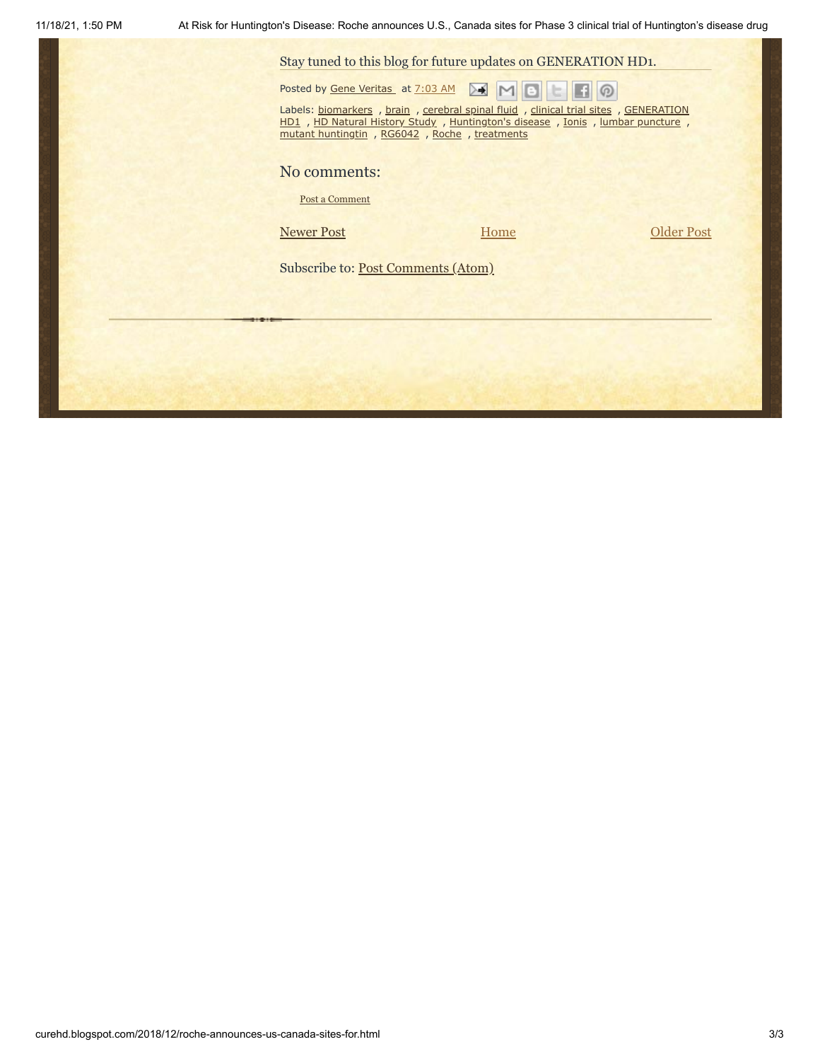Stay tuned to this blog for future updates on GENERATION HD1.

Posted by Gene Veritas at 7:03 AM

Labels: biomarkers , brain , cerebral spinal fluid , clinical trial sites , GENERATION HD1 , HD Natural History Study , Huntington's disease , Ionis , lumbar puncture , mutant huntingtin , RG6042 , Roche , treatments

## No comments:

Post a Comment

Newer Post Home Older Post

Subscribe to: Post Comments (Atom)